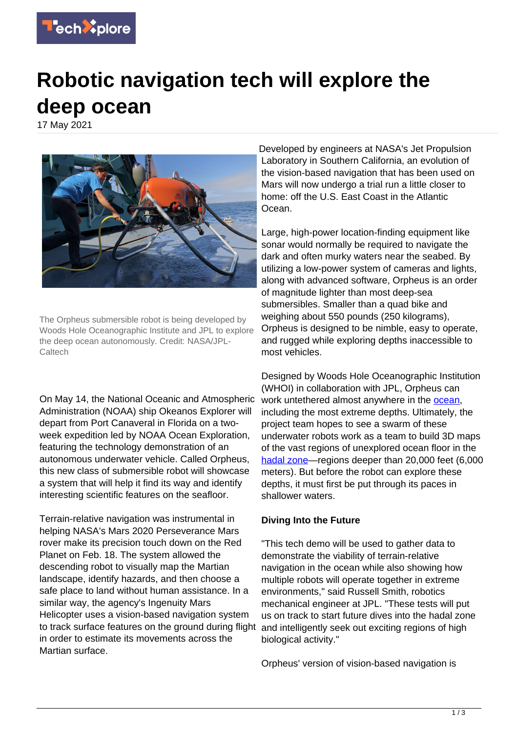# Robotic navigation tech will explore the deep ocean

17 May 2021

The Orpheus submersible robot is being developed by Woods Hole Oceanographic Institute and JPL to explore the deep ocean autonomously. Credit: NASA/JPL-Caltech

On May 14, the National Oceanic and Atmospheric Administration (NOAA) ship Okeanos Explorer will depart from Port Canaveral in Florida on a two-week expedition led by NOAA Ocean Exploration, featuring the technology demonstration of an autonomous underwater vehicle. Called Orpheus, this new class of submersible robot will showcase a system that will help it find its way and identify interesting scientific features on the seafloor.

Terrain-relative navigation was instrumental in helping NASA's Mars 2020 Perseverance Mars rover make its precision touch down on the Red Planet on Feb. 18. The system allowed the descending robot to visually map the Martian landscape, identify hazards, and then choose a safe place to land without human assistance. In a similar way, the agency's Ingenuity Mars Helicopter uses a vision-based navigation system to track surface features on the ground during flight in order to estimate its movements across the Martian surface.

Developed by engineers at NASA's Jet Propulsion Laboratory in Southern California, an evolution of the vision-based navigation that has been used on Mars will now undergo a trial run a little closer to home: off the U.S. East Coast in the Atlantic Ocean.

Large, high-power location-finding equipment like sonar would normally be required to navigate the dark and often murky waters near the seabed. By utilizing a low-power system of cameras and lights, along with advanced software, Orpheus is an order of magnitude lighter than most deep-sea submersibles. Smaller than a quad bike and weighing about 550 pounds (250 kilograms), Orpheus is designed to be nimble, easy to operate, and rugged while exploring depths inaccessible to most vehicles.

Designed by Woods Hole Oceanographic Institution (WHOI) in collaboration with JPL, Orpheus can work untethered almost anywhere in the ocean, including the most extreme depths. Ultimately, the project team hopes to see a swarm of these underwater robots work as a team to build 3D maps of the vast regions of unexplored ocean floor in the hadal zone—regions deeper than 20,000 feet (6,000 meters). But before the robot can explore these depths, it must first be put through its paces in shallower waters.

### Diving Into the Future

"This tech demo will be used to gather data to demonstrate the viability of terrain-relative navigation in the ocean while also showing how multiple robots will operate together in extreme environments," said Russell Smith, robotics mechanical engineer at JPL. "These tests will put us on track to start future dives into the hadal zone and intelligently seek out exciting regions of high biological activity."

Orpheus' version of vision-based navigation is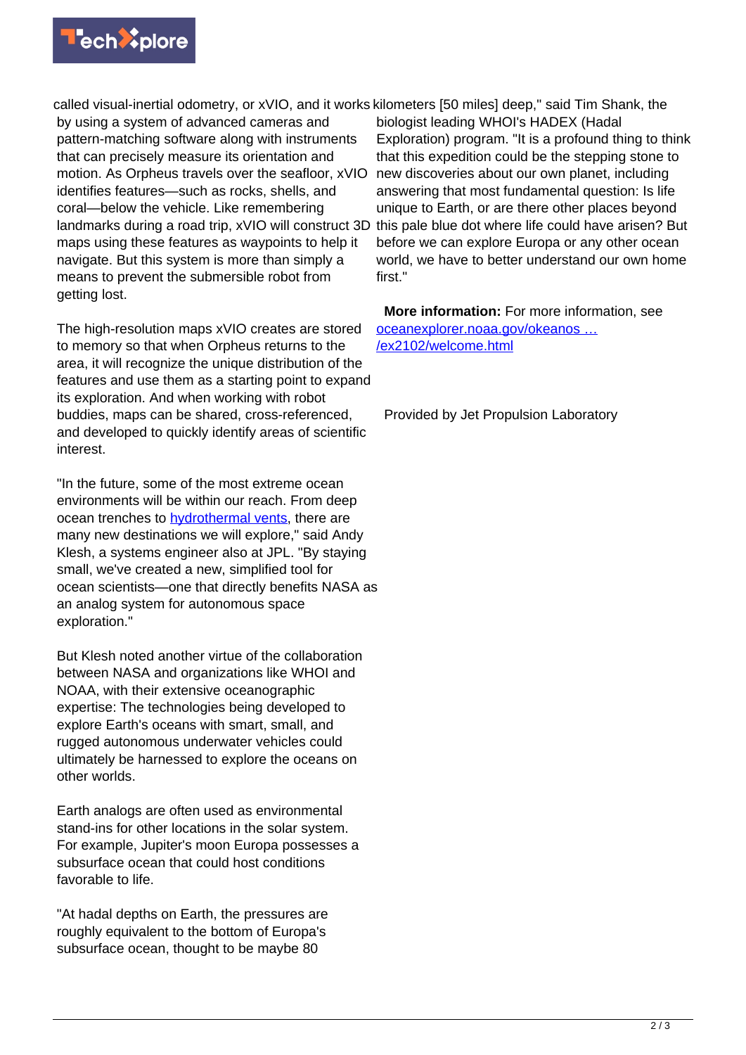called visual-inertial odometry, or xVIO, and it works by using a system of advanced cameras and pattern-matching software along with instruments that can precisely measure its orientation and motion. As Orpheus travels over the seafloor, xVIO identifies features—such as rocks, shells, and coral—below the vehicle. Like remembering landmarks during a road trip, xVIO will construct 3D maps using these features as waypoints to help it navigate. But this system is more than simply a means to prevent the submersible robot from getting lost.

The high-resolution maps xVIO creates are stored to memory so that when Orpheus returns to the area, it will recognize the unique distribution of the features and use them as a starting point to expand its exploration. And when working with robot buddies, maps can be shared, cross-referenced, and developed to quickly identify areas of scientific interest.

"In the future, some of the most extreme ocean environments will be within our reach. From deep ocean trenches to hydrothermal vents, there are many new destinations we will explore," said Andy Klesh, a systems engineer also at JPL. "By staying small, we've created a new, simplified tool for ocean scientists—one that directly benefits NASA as an analog system for autonomous space exploration."

But Klesh noted another virtue of the collaboration between NASA and organizations like WHOI and NOAA, with their extensive oceanographic expertise: The technologies being developed to explore Earth's oceans with smart, small, and rugged autonomous underwater vehicles could ultimately be harnessed to explore the oceans on other worlds.

Earth analogs are often used as environmental stand-ins for other locations in the solar system. For example, Jupiter's moon Europa possesses a subsurface ocean that could host conditions favorable to life.

"At hadal depths on Earth, the pressures are roughly equivalent to the bottom of Europa's subsurface ocean, thought to be maybe 80 kilometers [50 miles] deep," said Tim Shank, the biologist leading WHOI's HADEX (Hadal Exploration) program. "It is a profound thing to think that this expedition could be the stepping stone to new discoveries about our own planet, including answering that most fundamental question: Is life unique to Earth, or are there other places beyond this pale blue dot where life could have arisen? But before we can explore Europa or any other ocean world, we have to better understand our own home first."

**More information:** For more information, see oceanexplorer.noaa.gov/okeanos … /ex2102/welcome.html

Provided by Jet Propulsion Laboratory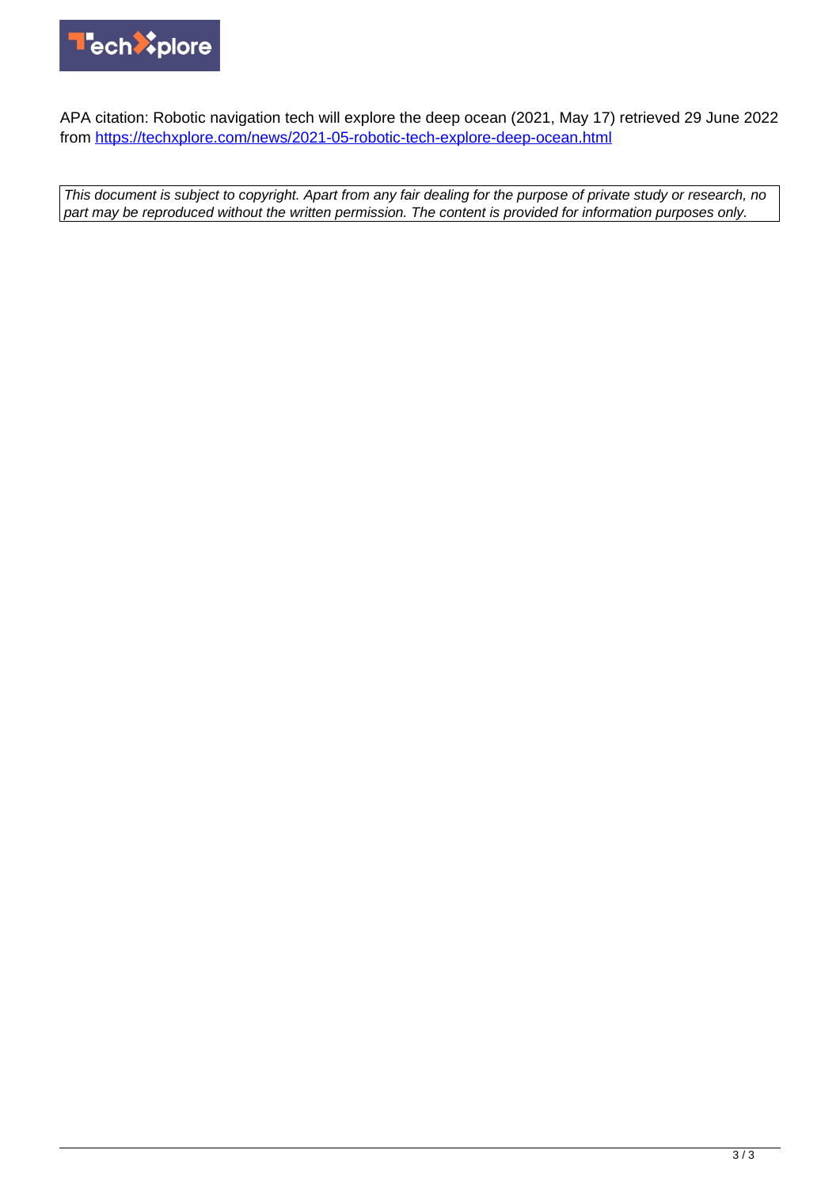APA citation: Robotic navigation tech will explore the deep ocean (2021, May 17) retrieved 29 June 2022 from https://techxplore.com/news/2021-05-robotic-tech-explore-deep-ocean.html

*This document is subject to copyright. Apart from any fair dealing for the purpose of private study or research, no part may be reproduced without the written permission. The content is provided for information purposes only.*